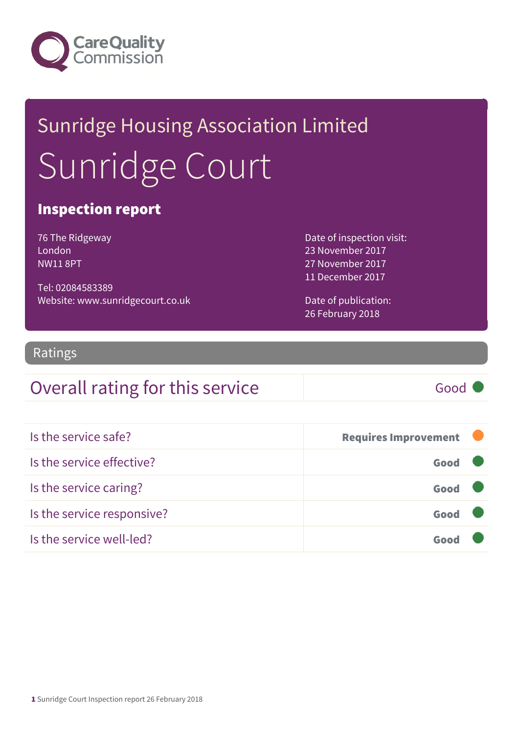Care Quality Commission

# Sunridge Housing Association Limited

# Sunridge Court

## Inspection report

76 The Ridgeway
London
NW11 8PT

Tel: 02084583389
Website: www.sunridgecourt.co.uk

Date of inspection visit:
23 November 2017
27 November 2017
11 December 2017

Date of publication:
26 February 2018

## Ratings

| Overall rating for this service | Good |
|---|---|

| | |
|---|---|
| Is the service safe? | Requires Improvement |
| Is the service effective? | Good |
| Is the service caring? | Good |
| Is the service responsive? | Good |
| Is the service well-led? | Good |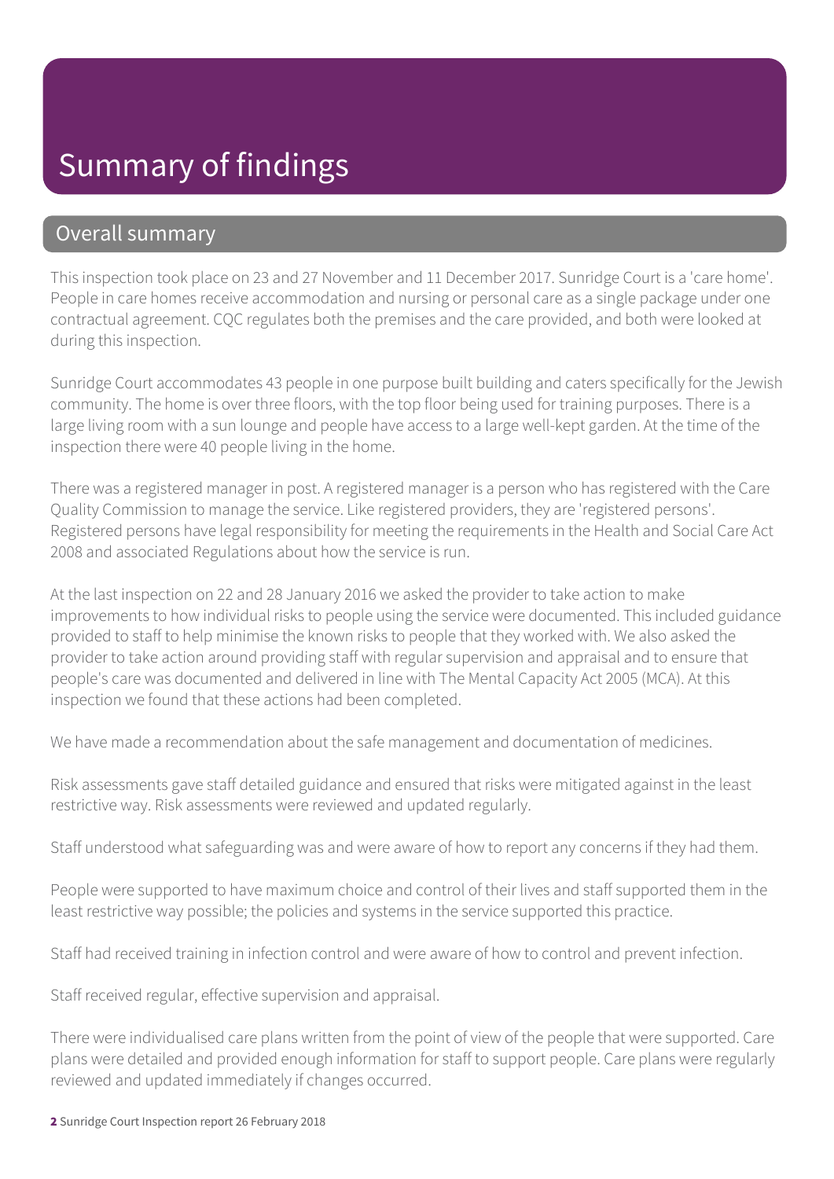# Summary of findings

## Overall summary

This inspection took place on 23 and 27 November and 11 December 2017. Sunridge Court is a 'care home'. People in care homes receive accommodation and nursing or personal care as a single package under one contractual agreement. CQC regulates both the premises and the care provided, and both were looked at during this inspection.

Sunridge Court accommodates 43 people in one purpose built building and caters specifically for the Jewish community. The home is over three floors, with the top floor being used for training purposes. There is a large living room with a sun lounge and people have access to a large well-kept garden. At the time of the inspection there were 40 people living in the home.

There was a registered manager in post. A registered manager is a person who has registered with the Care Quality Commission to manage the service. Like registered providers, they are 'registered persons'. Registered persons have legal responsibility for meeting the requirements in the Health and Social Care Act 2008 and associated Regulations about how the service is run.

At the last inspection on 22 and 28 January 2016 we asked the provider to take action to make improvements to how individual risks to people using the service were documented. This included guidance provided to staff to help minimise the known risks to people that they worked with. We also asked the provider to take action around providing staff with regular supervision and appraisal and to ensure that people's care was documented and delivered in line with The Mental Capacity Act 2005 (MCA). At this inspection we found that these actions had been completed.

We have made a recommendation about the safe management and documentation of medicines.

Risk assessments gave staff detailed guidance and ensured that risks were mitigated against in the least restrictive way. Risk assessments were reviewed and updated regularly.

Staff understood what safeguarding was and were aware of how to report any concerns if they had them.

People were supported to have maximum choice and control of their lives and staff supported them in the least restrictive way possible; the policies and systems in the service supported this practice.

Staff had received training in infection control and were aware of how to control and prevent infection.

Staff received regular, effective supervision and appraisal.

There were individualised care plans written from the point of view of the people that were supported. Care plans were detailed and provided enough information for staff to support people. Care plans were regularly reviewed and updated immediately if changes occurred.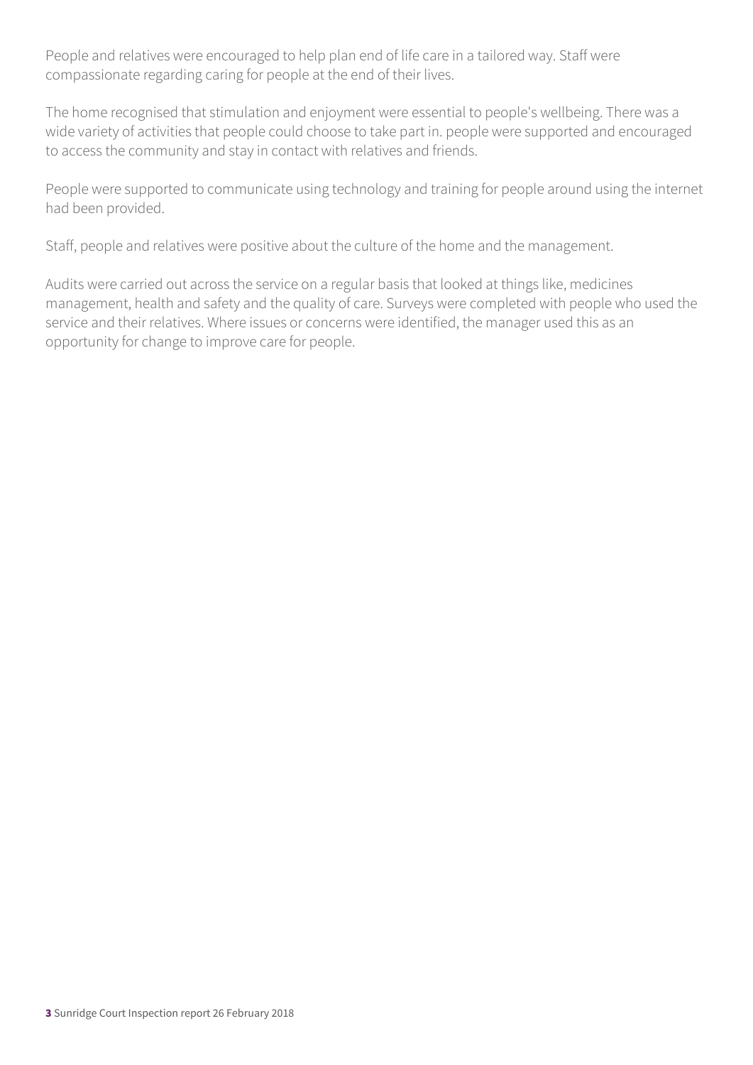People and relatives were encouraged to help plan end of life care in a tailored way. Staff were compassionate regarding caring for people at the end of their lives.

The home recognised that stimulation and enjoyment were essential to people's wellbeing. There was a wide variety of activities that people could choose to take part in. people were supported and encouraged to access the community and stay in contact with relatives and friends.

People were supported to communicate using technology and training for people around using the internet had been provided.

Staff, people and relatives were positive about the culture of the home and the management.

Audits were carried out across the service on a regular basis that looked at things like, medicines management, health and safety and the quality of care. Surveys were completed with people who used the service and their relatives. Where issues or concerns were identified, the manager used this as an opportunity for change to improve care for people.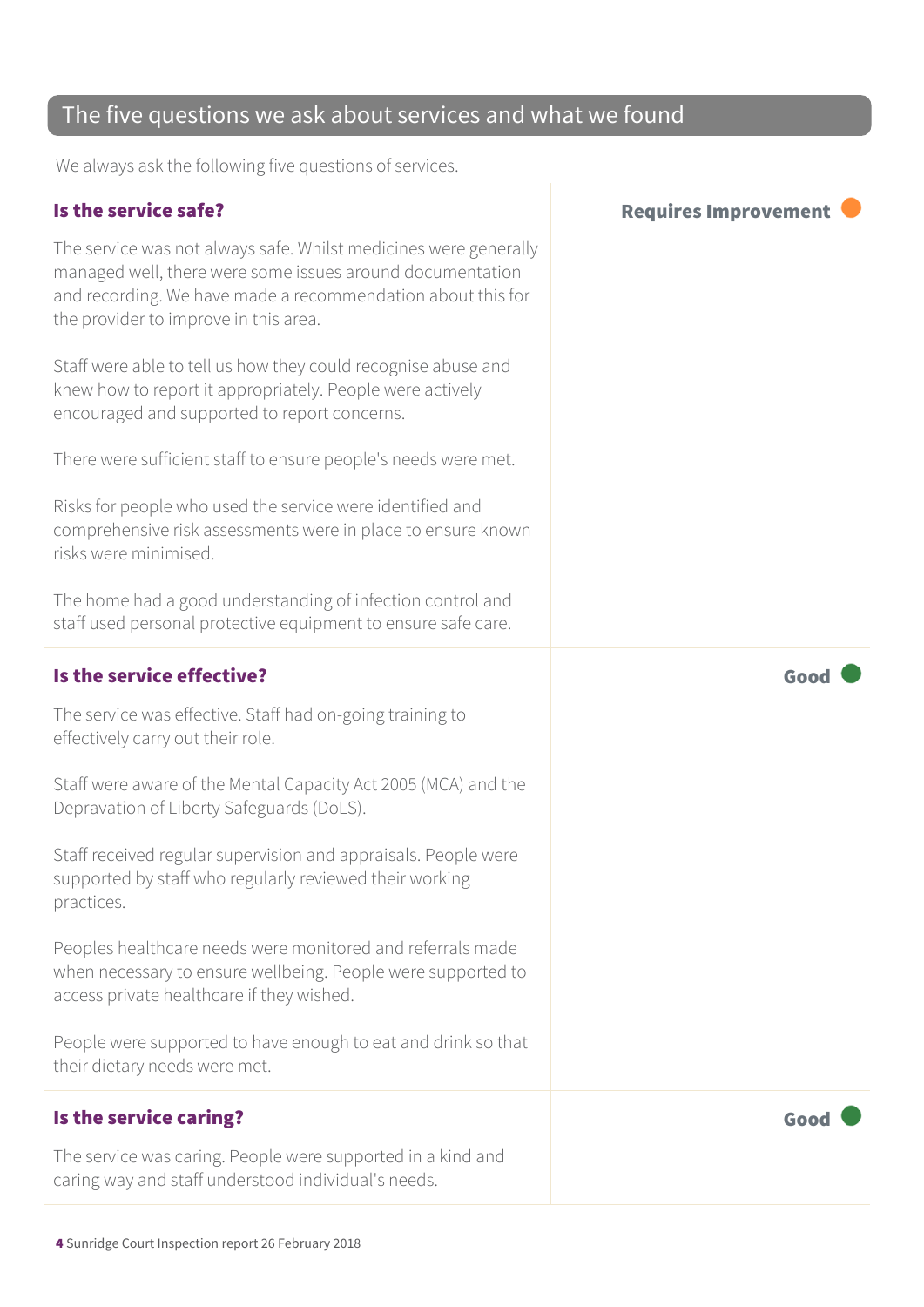## The five questions we ask about services and what we found

We always ask the following five questions of services.

### Is the service safe?

**Requires Improvement**

The service was not always safe. Whilst medicines were generally managed well, there were some issues around documentation and recording. We have made a recommendation about this for the provider to improve in this area.

Staff were able to tell us how they could recognise abuse and knew how to report it appropriately. People were actively encouraged and supported to report concerns.

There were sufficient staff to ensure people's needs were met.

Risks for people who used the service were identified and comprehensive risk assessments were in place to ensure known risks were minimised.

The home had a good understanding of infection control and staff used personal protective equipment to ensure safe care.

### Is the service effective?

**Good**

The service was effective. Staff had on-going training to effectively carry out their role.

Staff were aware of the Mental Capacity Act 2005 (MCA) and the Depravation of Liberty Safeguards (DoLS).

Staff received regular supervision and appraisals. People were supported by staff who regularly reviewed their working practices.

Peoples healthcare needs were monitored and referrals made when necessary to ensure wellbeing. People were supported to access private healthcare if they wished.

People were supported to have enough to eat and drink so that their dietary needs were met.

### Is the service caring?

**Good**

The service was caring. People were supported in a kind and caring way and staff understood individual's needs.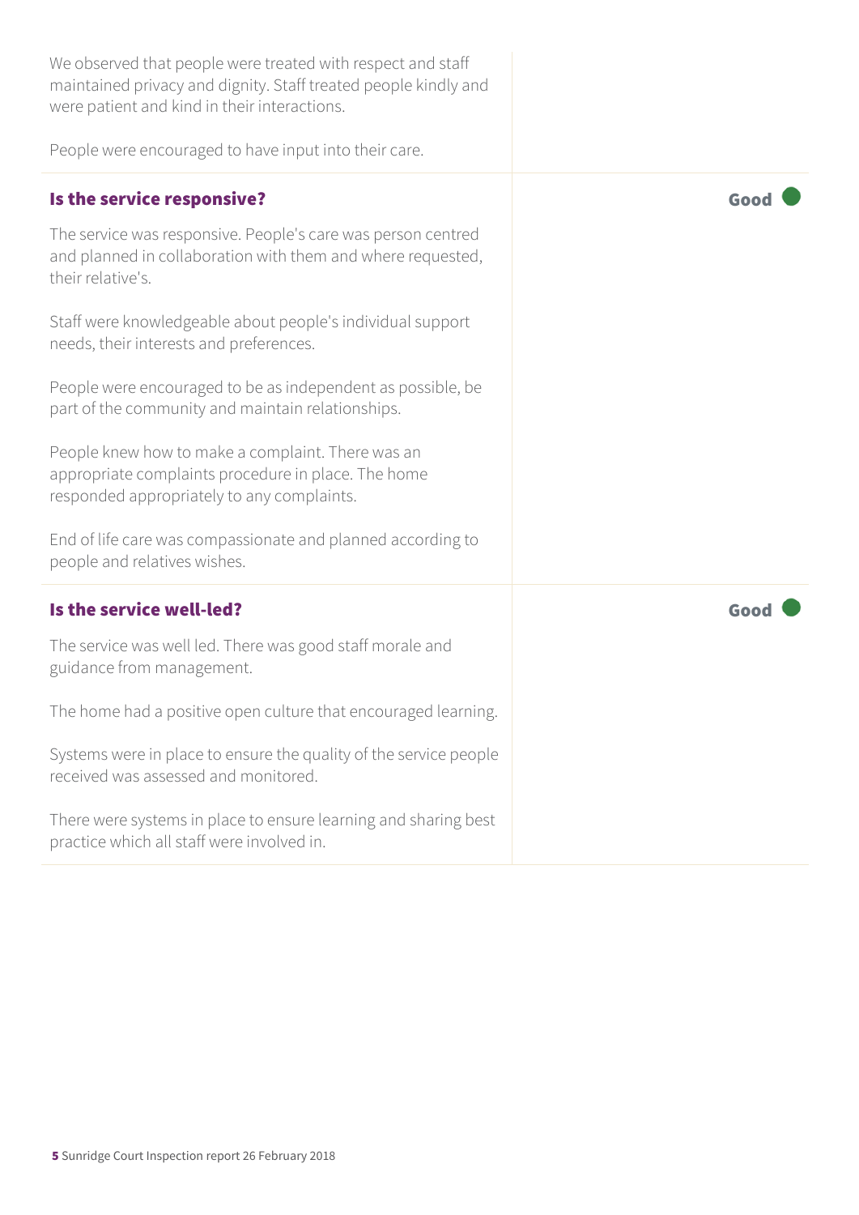We observed that people were treated with respect and staff maintained privacy and dignity. Staff treated people kindly and were patient and kind in their interactions.

People were encouraged to have input into their care.

### Is the service responsive?

**Good**

The service was responsive. People's care was person centred and planned in collaboration with them and where requested, their relative's.

Staff were knowledgeable about people's individual support needs, their interests and preferences.

People were encouraged to be as independent as possible, be part of the community and maintain relationships.

People knew how to make a complaint. There was an appropriate complaints procedure in place. The home responded appropriately to any complaints.

End of life care was compassionate and planned according to people and relatives wishes.

### Is the service well-led?

**Good**

The service was well led. There was good staff morale and guidance from management.

The home had a positive open culture that encouraged learning.

Systems were in place to ensure the quality of the service people received was assessed and monitored.

There were systems in place to ensure learning and sharing best practice which all staff were involved in.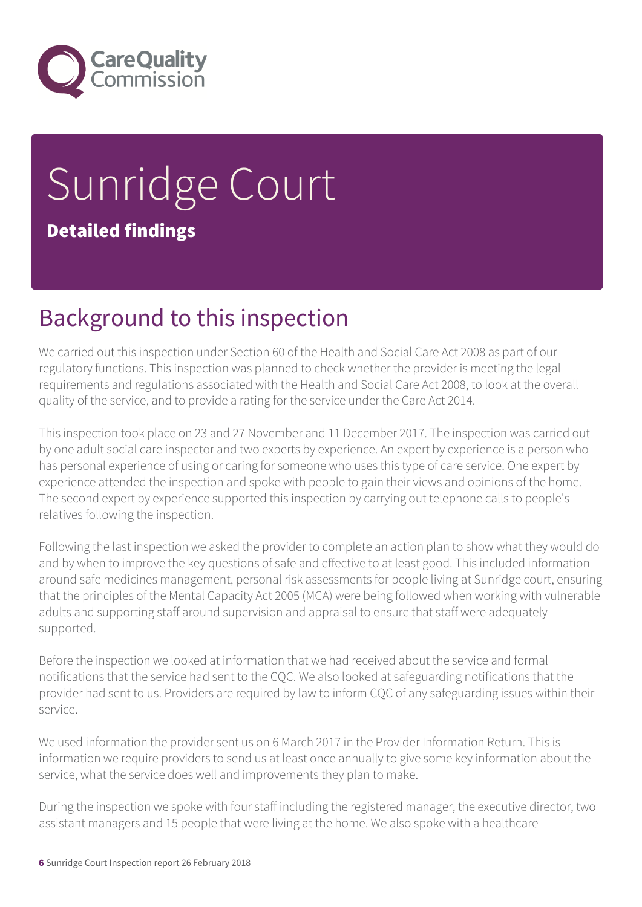# Sunridge Court

**Detailed findings**

## Background to this inspection

We carried out this inspection under Section 60 of the Health and Social Care Act 2008 as part of our regulatory functions. This inspection was planned to check whether the provider is meeting the legal requirements and regulations associated with the Health and Social Care Act 2008, to look at the overall quality of the service, and to provide a rating for the service under the Care Act 2014.

This inspection took place on 23 and 27 November and 11 December 2017. The inspection was carried out by one adult social care inspector and two experts by experience. An expert by experience is a person who has personal experience of using or caring for someone who uses this type of care service. One expert by experience attended the inspection and spoke with people to gain their views and opinions of the home. The second expert by experience supported this inspection by carrying out telephone calls to people's relatives following the inspection.

Following the last inspection we asked the provider to complete an action plan to show what they would do and by when to improve the key questions of safe and effective to at least good. This included information around safe medicines management, personal risk assessments for people living at Sunridge court, ensuring that the principles of the Mental Capacity Act 2005 (MCA) were being followed when working with vulnerable adults and supporting staff around supervision and appraisal to ensure that staff were adequately supported.

Before the inspection we looked at information that we had received about the service and formal notifications that the service had sent to the CQC. We also looked at safeguarding notifications that the provider had sent to us. Providers are required by law to inform CQC of any safeguarding issues within their service.

We used information the provider sent us on 6 March 2017 in the Provider Information Return. This is information we require providers to send us at least once annually to give some key information about the service, what the service does well and improvements they plan to make.

During the inspection we spoke with four staff including the registered manager, the executive director, two assistant managers and 15 people that were living at the home. We also spoke with a healthcare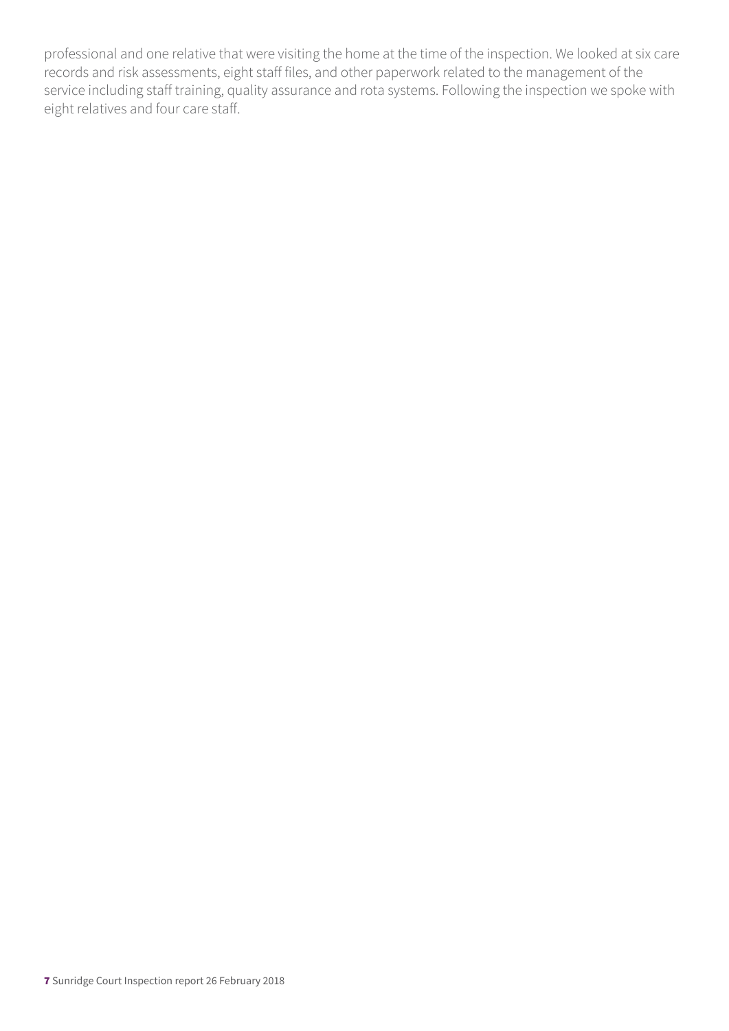professional and one relative that were visiting the home at the time of the inspection. We looked at six care records and risk assessments, eight staff files, and other paperwork related to the management of the service including staff training, quality assurance and rota systems. Following the inspection we spoke with eight relatives and four care staff.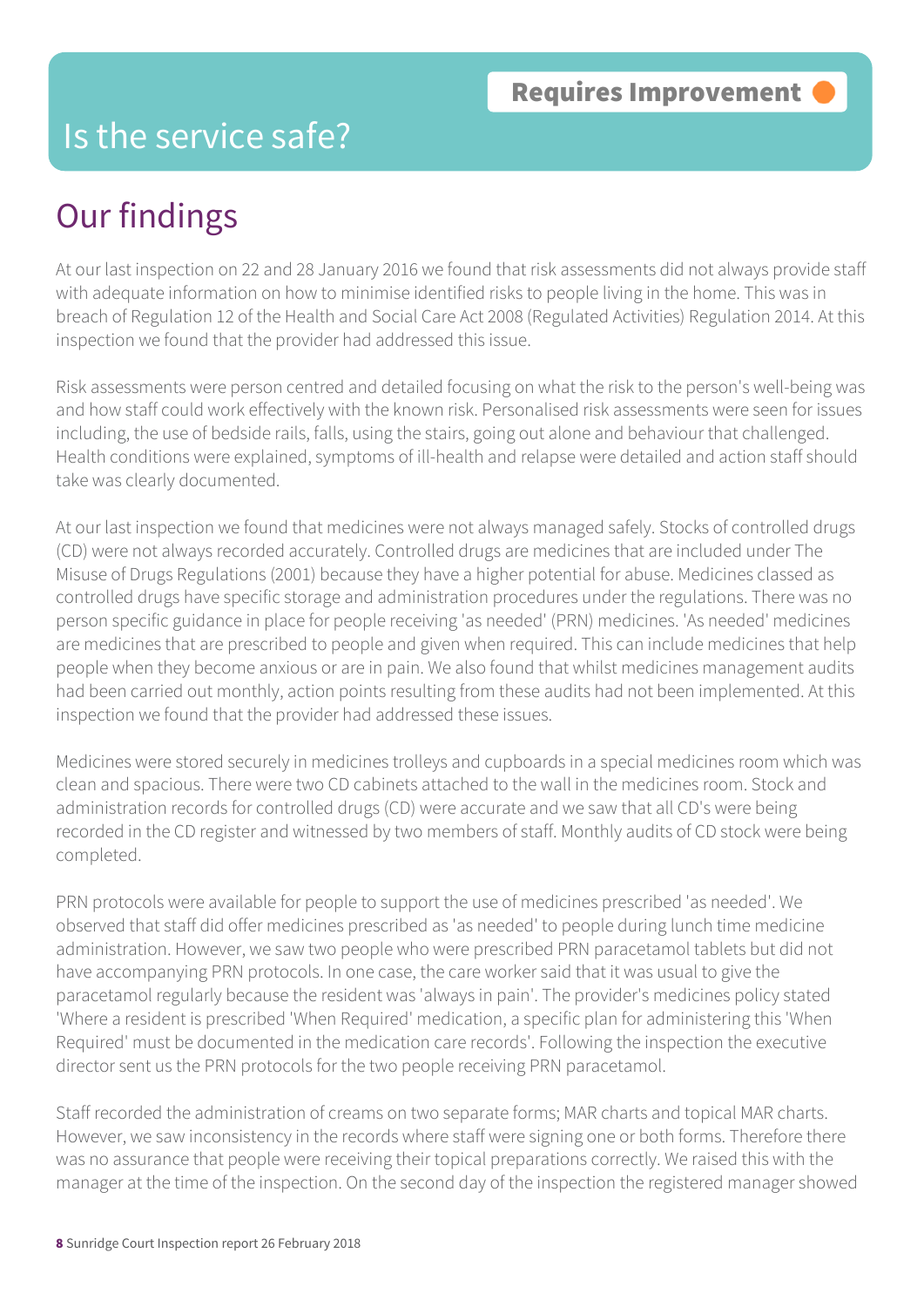## Is the service safe?

**Requires Improvement**

# Our findings

At our last inspection on 22 and 28 January 2016 we found that risk assessments did not always provide staff with adequate information on how to minimise identified risks to people living in the home. This was in breach of Regulation 12 of the Health and Social Care Act 2008 (Regulated Activities) Regulation 2014. At this inspection we found that the provider had addressed this issue.

Risk assessments were person centred and detailed focusing on what the risk to the person's well-being was and how staff could work effectively with the known risk. Personalised risk assessments were seen for issues including, the use of bedside rails, falls, using the stairs, going out alone and behaviour that challenged. Health conditions were explained, symptoms of ill-health and relapse were detailed and action staff should take was clearly documented.

At our last inspection we found that medicines were not always managed safely. Stocks of controlled drugs (CD) were not always recorded accurately. Controlled drugs are medicines that are included under The Misuse of Drugs Regulations (2001) because they have a higher potential for abuse. Medicines classed as controlled drugs have specific storage and administration procedures under the regulations. There was no person specific guidance in place for people receiving 'as needed' (PRN) medicines. 'As needed' medicines are medicines that are prescribed to people and given when required. This can include medicines that help people when they become anxious or are in pain. We also found that whilst medicines management audits had been carried out monthly, action points resulting from these audits had not been implemented. At this inspection we found that the provider had addressed these issues.

Medicines were stored securely in medicines trolleys and cupboards in a special medicines room which was clean and spacious. There were two CD cabinets attached to the wall in the medicines room. Stock and administration records for controlled drugs (CD) were accurate and we saw that all CD's were being recorded in the CD register and witnessed by two members of staff. Monthly audits of CD stock were being completed.

PRN protocols were available for people to support the use of medicines prescribed 'as needed'. We observed that staff did offer medicines prescribed as 'as needed' to people during lunch time medicine administration. However, we saw two people who were prescribed PRN paracetamol tablets but did not have accompanying PRN protocols. In one case, the care worker said that it was usual to give the paracetamol regularly because the resident was 'always in pain'. The provider's medicines policy stated 'Where a resident is prescribed 'When Required' medication, a specific plan for administering this 'When Required' must be documented in the medication care records'. Following the inspection the executive director sent us the PRN protocols for the two people receiving PRN paracetamol.

Staff recorded the administration of creams on two separate forms; MAR charts and topical MAR charts. However, we saw inconsistency in the records where staff were signing one or both forms. Therefore there was no assurance that people were receiving their topical preparations correctly. We raised this with the manager at the time of the inspection. On the second day of the inspection the registered manager showed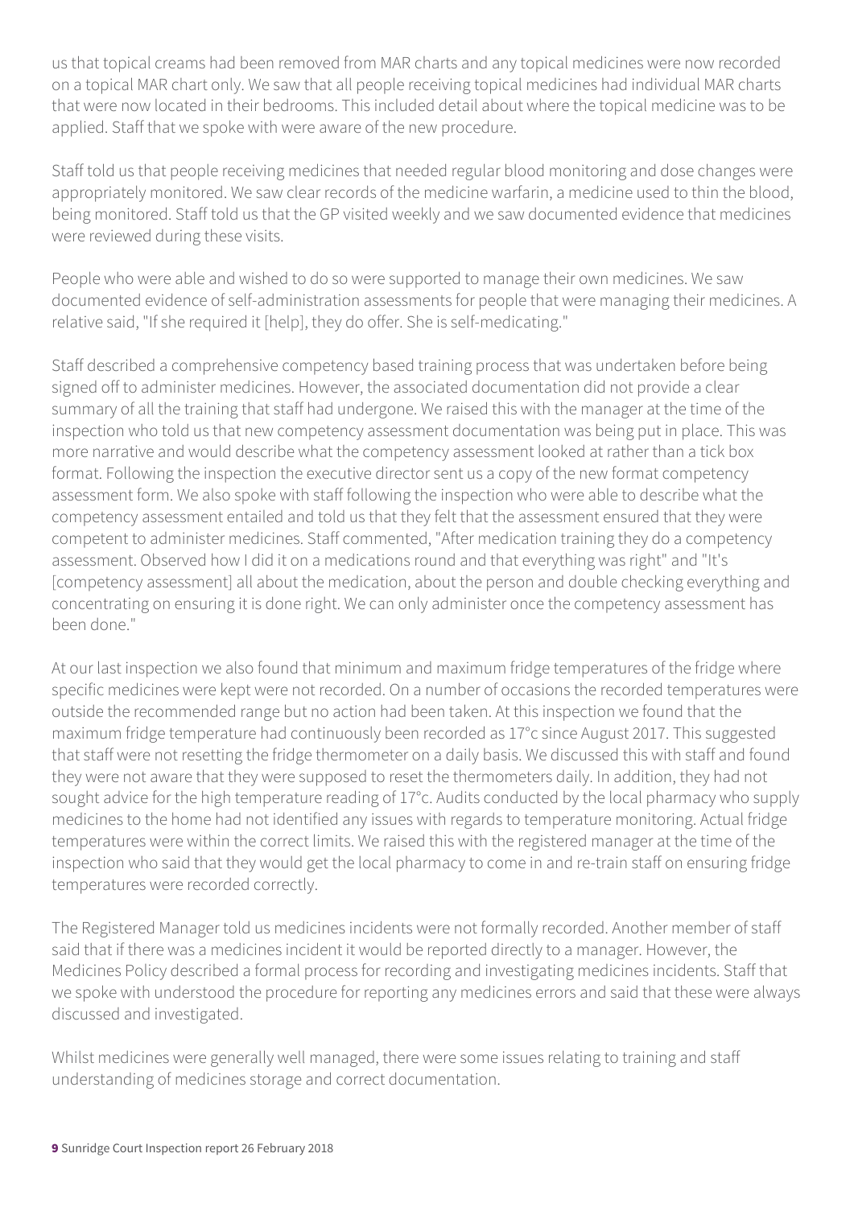us that topical creams had been removed from MAR charts and any topical medicines were now recorded on a topical MAR chart only. We saw that all people receiving topical medicines had individual MAR charts that were now located in their bedrooms. This included detail about where the topical medicine was to be applied. Staff that we spoke with were aware of the new procedure.

Staff told us that people receiving medicines that needed regular blood monitoring and dose changes were appropriately monitored. We saw clear records of the medicine warfarin, a medicine used to thin the blood, being monitored. Staff told us that the GP visited weekly and we saw documented evidence that medicines were reviewed during these visits.

People who were able and wished to do so were supported to manage their own medicines. We saw documented evidence of self-administration assessments for people that were managing their medicines. A relative said, "If she required it [help], they do offer. She is self-medicating."

Staff described a comprehensive competency based training process that was undertaken before being signed off to administer medicines. However, the associated documentation did not provide a clear summary of all the training that staff had undergone. We raised this with the manager at the time of the inspection who told us that new competency assessment documentation was being put in place. This was more narrative and would describe what the competency assessment looked at rather than a tick box format. Following the inspection the executive director sent us a copy of the new format competency assessment form. We also spoke with staff following the inspection who were able to describe what the competency assessment entailed and told us that they felt that the assessment ensured that they were competent to administer medicines. Staff commented, "After medication training they do a competency assessment. Observed how I did it on a medications round and that everything was right" and "It's [competency assessment] all about the medication, about the person and double checking everything and concentrating on ensuring it is done right. We can only administer once the competency assessment has been done."

At our last inspection we also found that minimum and maximum fridge temperatures of the fridge where specific medicines were kept were not recorded. On a number of occasions the recorded temperatures were outside the recommended range but no action had been taken. At this inspection we found that the maximum fridge temperature had continuously been recorded as 17°c since August 2017. This suggested that staff were not resetting the fridge thermometer on a daily basis. We discussed this with staff and found they were not aware that they were supposed to reset the thermometers daily. In addition, they had not sought advice for the high temperature reading of 17°c. Audits conducted by the local pharmacy who supply medicines to the home had not identified any issues with regards to temperature monitoring. Actual fridge temperatures were within the correct limits. We raised this with the registered manager at the time of the inspection who said that they would get the local pharmacy to come in and re-train staff on ensuring fridge temperatures were recorded correctly.

The Registered Manager told us medicines incidents were not formally recorded. Another member of staff said that if there was a medicines incident it would be reported directly to a manager. However, the Medicines Policy described a formal process for recording and investigating medicines incidents. Staff that we spoke with understood the procedure for reporting any medicines errors and said that these were always discussed and investigated.

Whilst medicines were generally well managed, there were some issues relating to training and staff understanding of medicines storage and correct documentation.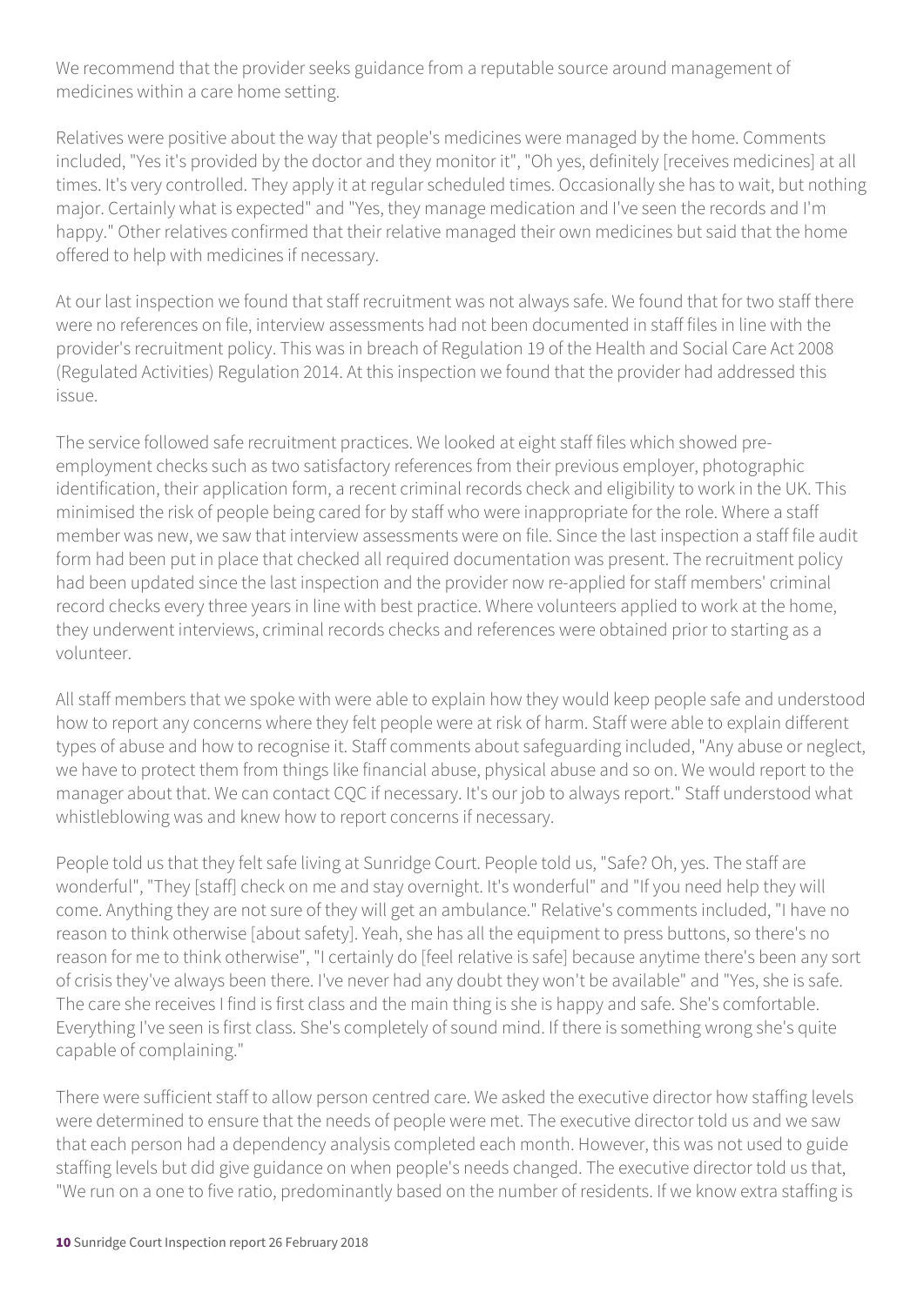We recommend that the provider seeks guidance from a reputable source around management of medicines within a care home setting.

Relatives were positive about the way that people's medicines were managed by the home. Comments included, "Yes it's provided by the doctor and they monitor it", "Oh yes, definitely [receives medicines] at all times. It's very controlled. They apply it at regular scheduled times. Occasionally she has to wait, but nothing major. Certainly what is expected" and "Yes, they manage medication and I've seen the records and I'm happy." Other relatives confirmed that their relative managed their own medicines but said that the home offered to help with medicines if necessary.

At our last inspection we found that staff recruitment was not always safe. We found that for two staff there were no references on file, interview assessments had not been documented in staff files in line with the provider's recruitment policy. This was in breach of Regulation 19 of the Health and Social Care Act 2008 (Regulated Activities) Regulation 2014. At this inspection we found that the provider had addressed this issue.

The service followed safe recruitment practices. We looked at eight staff files which showed pre-employment checks such as two satisfactory references from their previous employer, photographic identification, their application form, a recent criminal records check and eligibility to work in the UK. This minimised the risk of people being cared for by staff who were inappropriate for the role. Where a staff member was new, we saw that interview assessments were on file. Since the last inspection a staff file audit form had been put in place that checked all required documentation was present. The recruitment policy had been updated since the last inspection and the provider now re-applied for staff members' criminal record checks every three years in line with best practice. Where volunteers applied to work at the home, they underwent interviews, criminal records checks and references were obtained prior to starting as a volunteer.

All staff members that we spoke with were able to explain how they would keep people safe and understood how to report any concerns where they felt people were at risk of harm. Staff were able to explain different types of abuse and how to recognise it. Staff comments about safeguarding included, "Any abuse or neglect, we have to protect them from things like financial abuse, physical abuse and so on. We would report to the manager about that. We can contact CQC if necessary. It's our job to always report." Staff understood what whistleblowing was and knew how to report concerns if necessary.

People told us that they felt safe living at Sunridge Court. People told us, "Safe? Oh, yes. The staff are wonderful", "They [staff] check on me and stay overnight. It's wonderful" and "If you need help they will come. Anything they are not sure of they will get an ambulance." Relative's comments included, "I have no reason to think otherwise [about safety]. Yeah, she has all the equipment to press buttons, so there's no reason for me to think otherwise", "I certainly do [feel relative is safe] because anytime there's been any sort of crisis they've always been there. I've never had any doubt they won't be available" and "Yes, she is safe. The care she receives I find is first class and the main thing is she is happy and safe. She's comfortable. Everything I've seen is first class. She's completely of sound mind. If there is something wrong she's quite capable of complaining."

There were sufficient staff to allow person centred care. We asked the executive director how staffing levels were determined to ensure that the needs of people were met. The executive director told us and we saw that each person had a dependency analysis completed each month. However, this was not used to guide staffing levels but did give guidance on when people's needs changed. The executive director told us that, "We run on a one to five ratio, predominantly based on the number of residents. If we know extra staffing is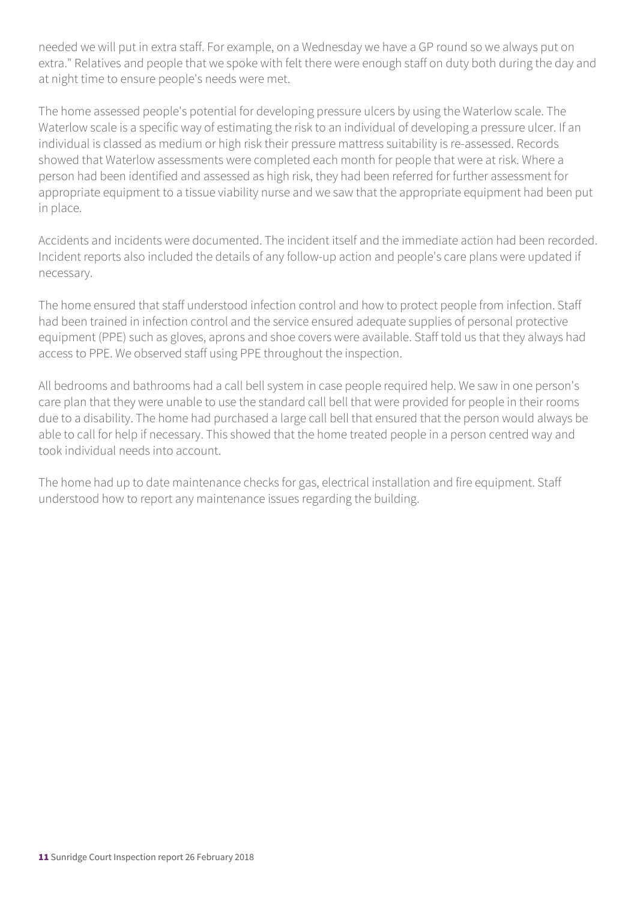needed we will put in extra staff. For example, on a Wednesday we have a GP round so we always put on extra." Relatives and people that we spoke with felt there were enough staff on duty both during the day and at night time to ensure people's needs were met.

The home assessed people's potential for developing pressure ulcers by using the Waterlow scale. The Waterlow scale is a specific way of estimating the risk to an individual of developing a pressure ulcer. If an individual is classed as medium or high risk their pressure mattress suitability is re-assessed. Records showed that Waterlow assessments were completed each month for people that were at risk. Where a person had been identified and assessed as high risk, they had been referred for further assessment for appropriate equipment to a tissue viability nurse and we saw that the appropriate equipment had been put in place.

Accidents and incidents were documented. The incident itself and the immediate action had been recorded. Incident reports also included the details of any follow-up action and people's care plans were updated if necessary.

The home ensured that staff understood infection control and how to protect people from infection. Staff had been trained in infection control and the service ensured adequate supplies of personal protective equipment (PPE) such as gloves, aprons and shoe covers were available. Staff told us that they always had access to PPE. We observed staff using PPE throughout the inspection.

All bedrooms and bathrooms had a call bell system in case people required help. We saw in one person's care plan that they were unable to use the standard call bell that were provided for people in their rooms due to a disability. The home had purchased a large call bell that ensured that the person would always be able to call for help if necessary. This showed that the home treated people in a person centred way and took individual needs into account.

The home had up to date maintenance checks for gas, electrical installation and fire equipment. Staff understood how to report any maintenance issues regarding the building.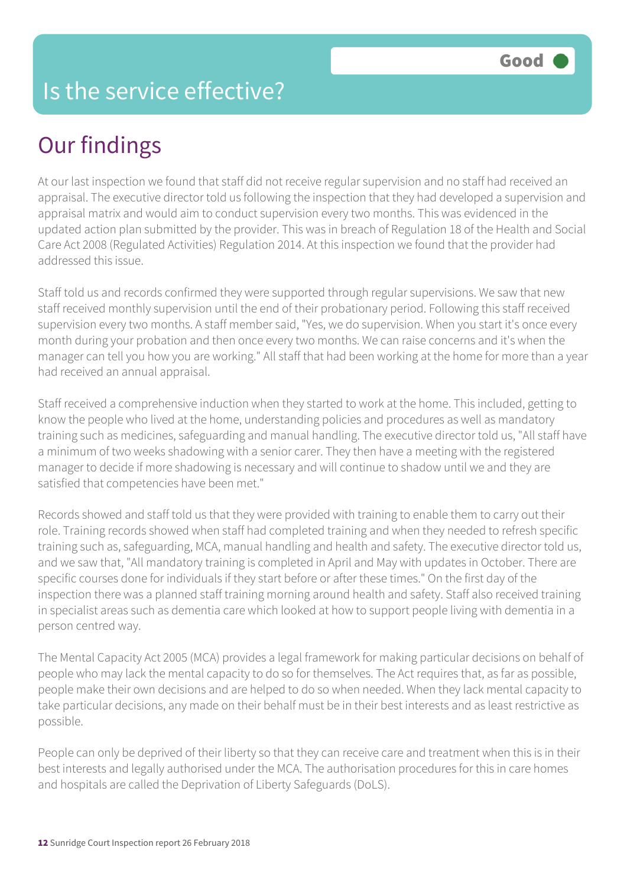# Is the service effective?

Good

## Our findings

At our last inspection we found that staff did not receive regular supervision and no staff had received an appraisal. The executive director told us following the inspection that they had developed a supervision and appraisal matrix and would aim to conduct supervision every two months. This was evidenced in the updated action plan submitted by the provider. This was in breach of Regulation 18 of the Health and Social Care Act 2008 (Regulated Activities) Regulation 2014. At this inspection we found that the provider had addressed this issue.

Staff told us and records confirmed they were supported through regular supervisions. We saw that new staff received monthly supervision until the end of their probationary period. Following this staff received supervision every two months. A staff member said, "Yes, we do supervision. When you start it's once every month during your probation and then once every two months. We can raise concerns and it's when the manager can tell you how you are working." All staff that had been working at the home for more than a year had received an annual appraisal.

Staff received a comprehensive induction when they started to work at the home. This included, getting to know the people who lived at the home, understanding policies and procedures as well as mandatory training such as medicines, safeguarding and manual handling. The executive director told us, "All staff have a minimum of two weeks shadowing with a senior carer. They then have a meeting with the registered manager to decide if more shadowing is necessary and will continue to shadow until we and they are satisfied that competencies have been met."

Records showed and staff told us that they were provided with training to enable them to carry out their role. Training records showed when staff had completed training and when they needed to refresh specific training such as, safeguarding, MCA, manual handling and health and safety. The executive director told us, and we saw that, "All mandatory training is completed in April and May with updates in October. There are specific courses done for individuals if they start before or after these times." On the first day of the inspection there was a planned staff training morning around health and safety. Staff also received training in specialist areas such as dementia care which looked at how to support people living with dementia in a person centred way.

The Mental Capacity Act 2005 (MCA) provides a legal framework for making particular decisions on behalf of people who may lack the mental capacity to do so for themselves. The Act requires that, as far as possible, people make their own decisions and are helped to do so when needed. When they lack mental capacity to take particular decisions, any made on their behalf must be in their best interests and as least restrictive as possible.

People can only be deprived of their liberty so that they can receive care and treatment when this is in their best interests and legally authorised under the MCA. The authorisation procedures for this in care homes and hospitals are called the Deprivation of Liberty Safeguards (DoLS).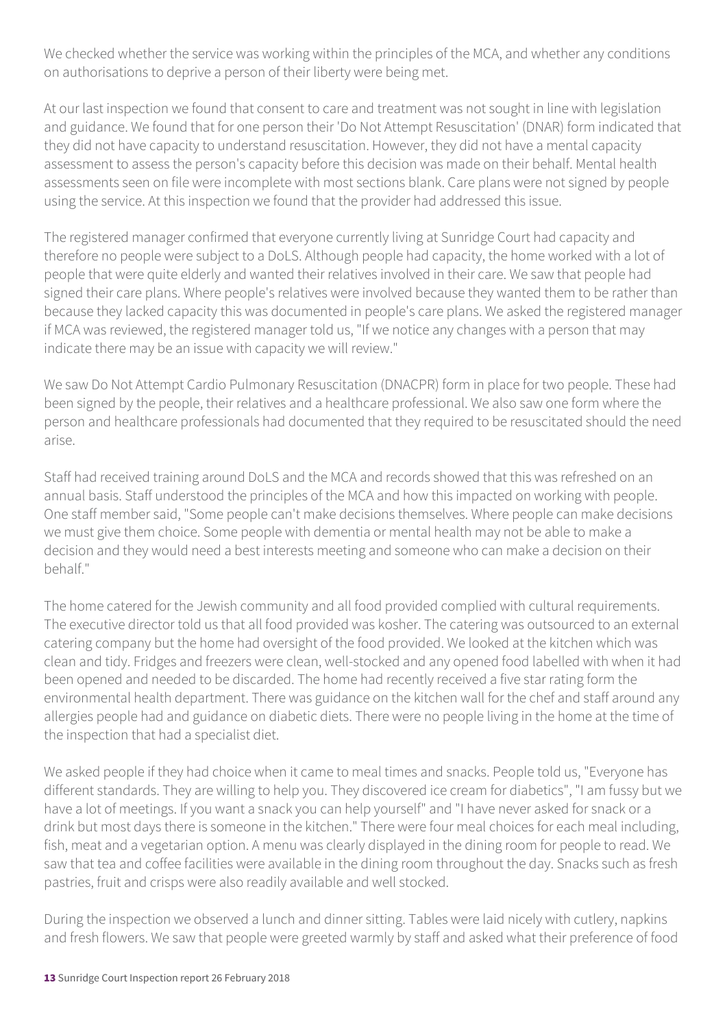We checked whether the service was working within the principles of the MCA, and whether any conditions on authorisations to deprive a person of their liberty were being met.

At our last inspection we found that consent to care and treatment was not sought in line with legislation and guidance. We found that for one person their 'Do Not Attempt Resuscitation' (DNAR) form indicated that they did not have capacity to understand resuscitation. However, they did not have a mental capacity assessment to assess the person's capacity before this decision was made on their behalf. Mental health assessments seen on file were incomplete with most sections blank. Care plans were not signed by people using the service. At this inspection we found that the provider had addressed this issue.

The registered manager confirmed that everyone currently living at Sunridge Court had capacity and therefore no people were subject to a DoLS. Although people had capacity, the home worked with a lot of people that were quite elderly and wanted their relatives involved in their care. We saw that people had signed their care plans. Where people's relatives were involved because they wanted them to be rather than because they lacked capacity this was documented in people's care plans. We asked the registered manager if MCA was reviewed, the registered manager told us, "If we notice any changes with a person that may indicate there may be an issue with capacity we will review."

We saw Do Not Attempt Cardio Pulmonary Resuscitation (DNACPR) form in place for two people. These had been signed by the people, their relatives and a healthcare professional. We also saw one form where the person and healthcare professionals had documented that they required to be resuscitated should the need arise.

Staff had received training around DoLS and the MCA and records showed that this was refreshed on an annual basis. Staff understood the principles of the MCA and how this impacted on working with people. One staff member said, "Some people can't make decisions themselves. Where people can make decisions we must give them choice. Some people with dementia or mental health may not be able to make a decision and they would need a best interests meeting and someone who can make a decision on their behalf."

The home catered for the Jewish community and all food provided complied with cultural requirements. The executive director told us that all food provided was kosher. The catering was outsourced to an external catering company but the home had oversight of the food provided. We looked at the kitchen which was clean and tidy. Fridges and freezers were clean, well-stocked and any opened food labelled with when it had been opened and needed to be discarded. The home had recently received a five star rating form the environmental health department. There was guidance on the kitchen wall for the chef and staff around any allergies people had and guidance on diabetic diets. There were no people living in the home at the time of the inspection that had a specialist diet.

We asked people if they had choice when it came to meal times and snacks. People told us, "Everyone has different standards. They are willing to help you. They discovered ice cream for diabetics", "I am fussy but we have a lot of meetings. If you want a snack you can help yourself" and "I have never asked for snack or a drink but most days there is someone in the kitchen." There were four meal choices for each meal including, fish, meat and a vegetarian option. A menu was clearly displayed in the dining room for people to read. We saw that tea and coffee facilities were available in the dining room throughout the day. Snacks such as fresh pastries, fruit and crisps were also readily available and well stocked.

During the inspection we observed a lunch and dinner sitting. Tables were laid nicely with cutlery, napkins and fresh flowers. We saw that people were greeted warmly by staff and asked what their preference of food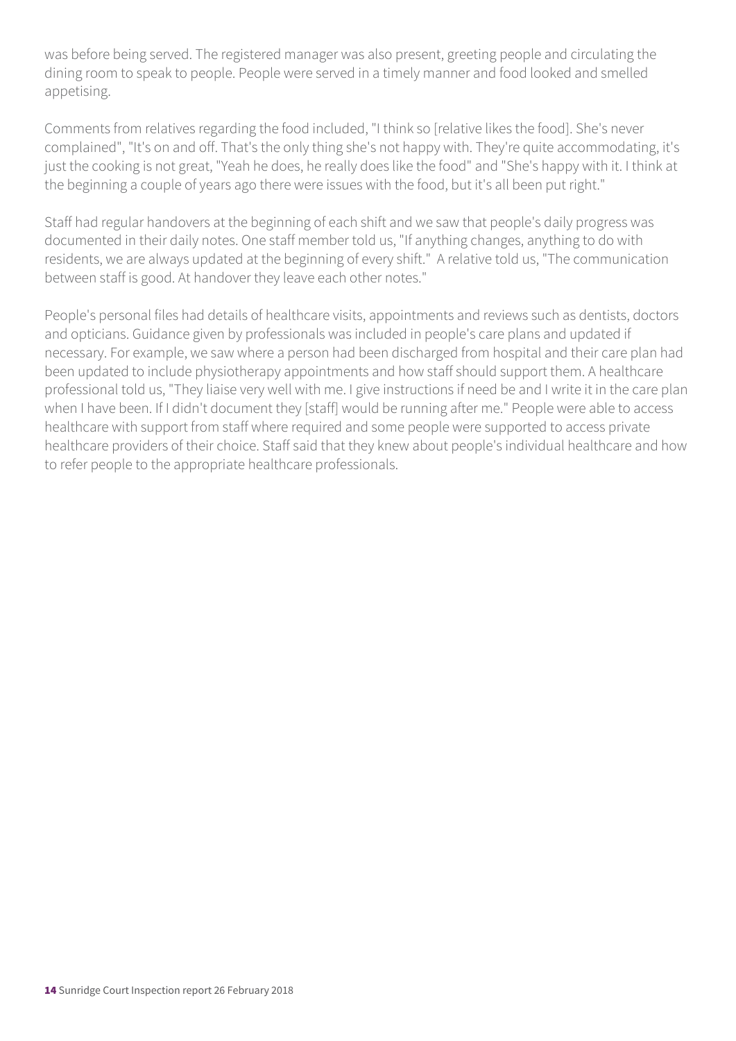was before being served. The registered manager was also present, greeting people and circulating the dining room to speak to people. People were served in a timely manner and food looked and smelled appetising.

Comments from relatives regarding the food included, "I think so [relative likes the food]. She's never complained", "It's on and off. That's the only thing she's not happy with. They're quite accommodating, it's just the cooking is not great, "Yeah he does, he really does like the food" and "She's happy with it. I think at the beginning a couple of years ago there were issues with the food, but it's all been put right."

Staff had regular handovers at the beginning of each shift and we saw that people's daily progress was documented in their daily notes. One staff member told us, "If anything changes, anything to do with residents, we are always updated at the beginning of every shift." A relative told us, "The communication between staff is good. At handover they leave each other notes."

People's personal files had details of healthcare visits, appointments and reviews such as dentists, doctors and opticians. Guidance given by professionals was included in people's care plans and updated if necessary. For example, we saw where a person had been discharged from hospital and their care plan had been updated to include physiotherapy appointments and how staff should support them. A healthcare professional told us, "They liaise very well with me. I give instructions if need be and I write it in the care plan when I have been. If I didn't document they [staff] would be running after me." People were able to access healthcare with support from staff where required and some people were supported to access private healthcare providers of their choice. Staff said that they knew about people's individual healthcare and how to refer people to the appropriate healthcare professionals.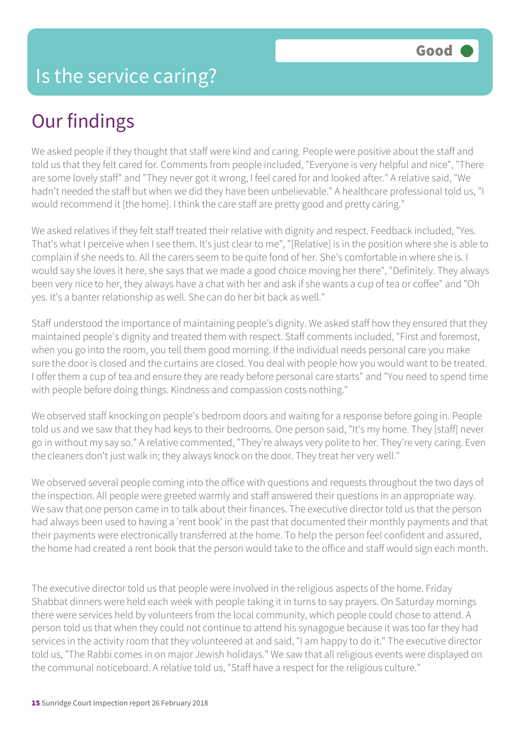# Is the service caring?

**Good**

## Our findings

We asked people if they thought that staff were kind and caring. People were positive about the staff and told us that they felt cared for. Comments from people included, "Everyone is very helpful and nice", "There are some lovely staff" and "They never got it wrong, I feel cared for and looked after." A relative said, "We hadn't needed the staff but when we did they have been unbelievable." A healthcare professional told us, "I would recommend it [the home]. I think the care staff are pretty good and pretty caring."

We asked relatives if they felt staff treated their relative with dignity and respect. Feedback included, "Yes. That's what I perceive when I see them. It's just clear to me", "[Relative] is in the position where she is able to complain if she needs to. All the carers seem to be quite fond of her. She's comfortable in where she is. I would say she loves it here, she says that we made a good choice moving her there", "Definitely. They always been very nice to her, they always have a chat with her and ask if she wants a cup of tea or coffee" and "Oh yes. It's a banter relationship as well. She can do her bit back as well."

Staff understood the importance of maintaining people's dignity. We asked staff how they ensured that they maintained people's dignity and treated them with respect. Staff comments included, "First and foremost, when you go into the room, you tell them good morning. If the individual needs personal care you make sure the door is closed and the curtains are closed. You deal with people how you would want to be treated. I offer them a cup of tea and ensure they are ready before personal care starts" and "You need to spend time with people before doing things. Kindness and compassion costs nothing."

We observed staff knocking on people's bedroom doors and waiting for a response before going in. People told us and we saw that they had keys to their bedrooms. One person said, "It's my home. They [staff] never go in without my say so." A relative commented, "They're always very polite to her. They're very caring. Even the cleaners don't just walk in; they always knock on the door. They treat her very well."

We observed several people coming into the office with questions and requests throughout the two days of the inspection. All people were greeted warmly and staff answered their questions in an appropriate way. We saw that one person came in to talk about their finances. The executive director told us that the person had always been used to having a 'rent book' in the past that documented their monthly payments and that their payments were electronically transferred at the home. To help the person feel confident and assured, the home had created a rent book that the person would take to the office and staff would sign each month.

The executive director told us that people were involved in the religious aspects of the home. Friday Shabbat dinners were held each week with people taking it in turns to say prayers. On Saturday mornings there were services held by volunteers from the local community, which people could chose to attend. A person told us that when they could not continue to attend his synagogue because it was too far they had services in the activity room that they volunteered at and said, "I am happy to do it." The executive director told us, "The Rabbi comes in on major Jewish holidays." We saw that all religious events were displayed on the communal noticeboard. A relative told us, "Staff have a respect for the religious culture."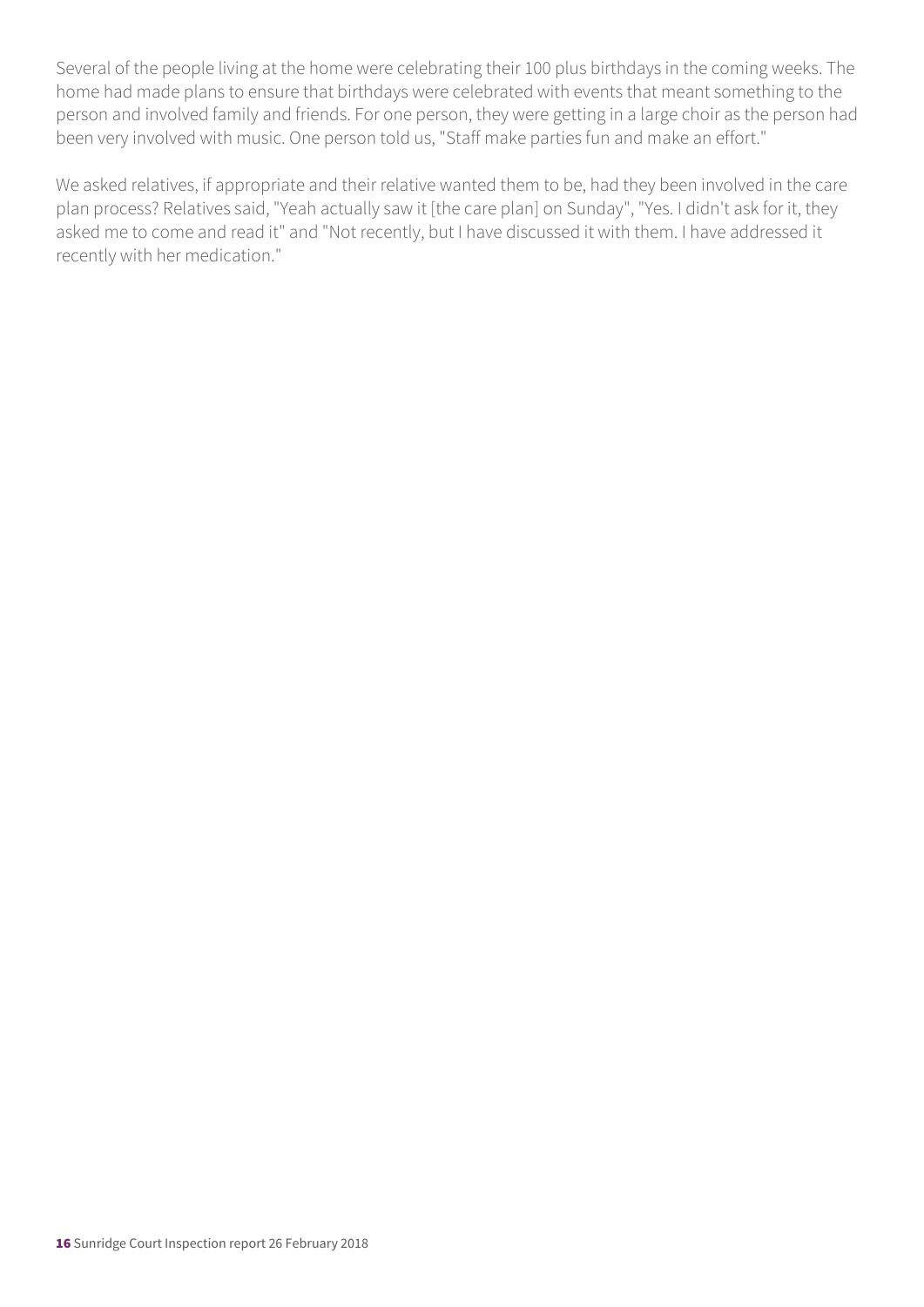Several of the people living at the home were celebrating their 100 plus birthdays in the coming weeks. The home had made plans to ensure that birthdays were celebrated with events that meant something to the person and involved family and friends. For one person, they were getting in a large choir as the person had been very involved with music. One person told us, "Staff make parties fun and make an effort."

We asked relatives, if appropriate and their relative wanted them to be, had they been involved in the care plan process? Relatives said, "Yeah actually saw it [the care plan] on Sunday", "Yes. I didn't ask for it, they asked me to come and read it" and "Not recently, but I have discussed it with them. I have addressed it recently with her medication."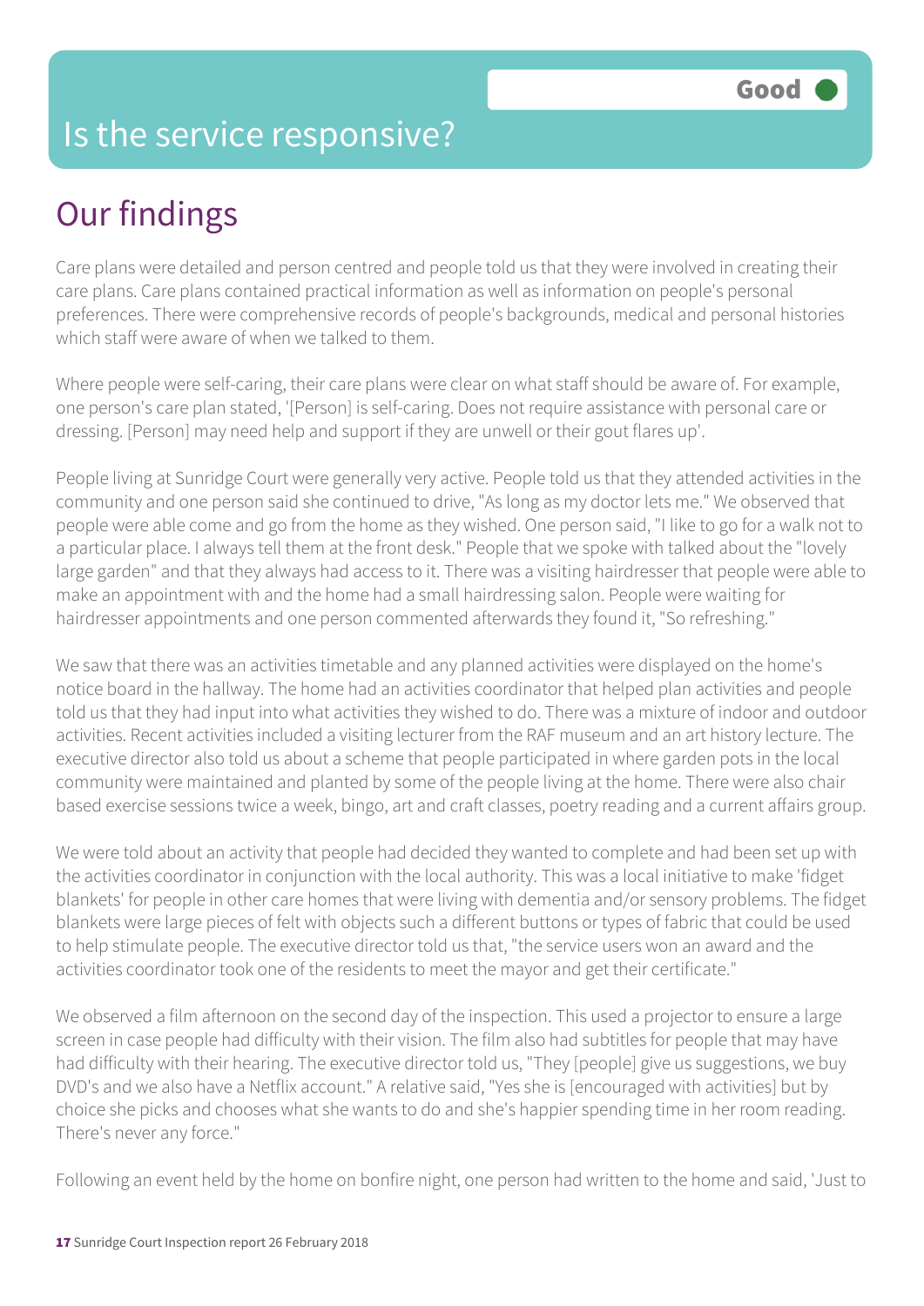# Is the service responsive?

**Good**

## Our findings

Care plans were detailed and person centred and people told us that they were involved in creating their care plans. Care plans contained practical information as well as information on people's personal preferences. There were comprehensive records of people's backgrounds, medical and personal histories which staff were aware of when we talked to them.

Where people were self-caring, their care plans were clear on what staff should be aware of. For example, one person's care plan stated, '[Person] is self-caring. Does not require assistance with personal care or dressing. [Person] may need help and support if they are unwell or their gout flares up'.

People living at Sunridge Court were generally very active. People told us that they attended activities in the community and one person said she continued to drive, "As long as my doctor lets me." We observed that people were able come and go from the home as they wished. One person said, "I like to go for a walk not to a particular place. I always tell them at the front desk." People that we spoke with talked about the "lovely large garden" and that they always had access to it. There was a visiting hairdresser that people were able to make an appointment with and the home had a small hairdressing salon. People were waiting for hairdresser appointments and one person commented afterwards they found it, "So refreshing."

We saw that there was an activities timetable and any planned activities were displayed on the home's notice board in the hallway. The home had an activities coordinator that helped plan activities and people told us that they had input into what activities they wished to do. There was a mixture of indoor and outdoor activities. Recent activities included a visiting lecturer from the RAF museum and an art history lecture. The executive director also told us about a scheme that people participated in where garden pots in the local community were maintained and planted by some of the people living at the home. There were also chair based exercise sessions twice a week, bingo, art and craft classes, poetry reading and a current affairs group.

We were told about an activity that people had decided they wanted to complete and had been set up with the activities coordinator in conjunction with the local authority. This was a local initiative to make 'fidget blankets' for people in other care homes that were living with dementia and/or sensory problems. The fidget blankets were large pieces of felt with objects such a different buttons or types of fabric that could be used to help stimulate people. The executive director told us that, "the service users won an award and the activities coordinator took one of the residents to meet the mayor and get their certificate."

We observed a film afternoon on the second day of the inspection. This used a projector to ensure a large screen in case people had difficulty with their vision. The film also had subtitles for people that may have had difficulty with their hearing. The executive director told us, "They [people] give us suggestions, we buy DVD's and we also have a Netflix account." A relative said, "Yes she is [encouraged with activities] but by choice she picks and chooses what she wants to do and she's happier spending time in her room reading. There's never any force."

Following an event held by the home on bonfire night, one person had written to the home and said, 'Just to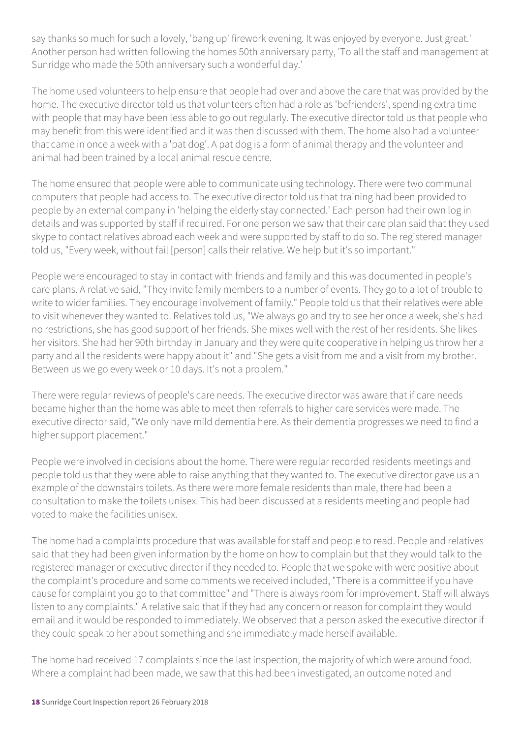say thanks so much for such a lovely, 'bang up' firework evening. It was enjoyed by everyone. Just great.' Another person had written following the homes 50th anniversary party, 'To all the staff and management at Sunridge who made the 50th anniversary such a wonderful day.'

The home used volunteers to help ensure that people had over and above the care that was provided by the home. The executive director told us that volunteers often had a role as 'befrienders', spending extra time with people that may have been less able to go out regularly. The executive director told us that people who may benefit from this were identified and it was then discussed with them. The home also had a volunteer that came in once a week with a 'pat dog'. A pat dog is a form of animal therapy and the volunteer and animal had been trained by a local animal rescue centre.

The home ensured that people were able to communicate using technology. There were two communal computers that people had access to. The executive director told us that training had been provided to people by an external company in 'helping the elderly stay connected.' Each person had their own log in details and was supported by staff if required. For one person we saw that their care plan said that they used skype to contact relatives abroad each week and were supported by staff to do so. The registered manager told us, "Every week, without fail [person] calls their relative. We help but it's so important."

People were encouraged to stay in contact with friends and family and this was documented in people's care plans. A relative said, "They invite family members to a number of events. They go to a lot of trouble to write to wider families. They encourage involvement of family." People told us that their relatives were able to visit whenever they wanted to. Relatives told us, "We always go and try to see her once a week, she's had no restrictions, she has good support of her friends. She mixes well with the rest of her residents. She likes her visitors. She had her 90th birthday in January and they were quite cooperative in helping us throw her a party and all the residents were happy about it" and "She gets a visit from me and a visit from my brother. Between us we go every week or 10 days. It's not a problem."

There were regular reviews of people's care needs. The executive director was aware that if care needs became higher than the home was able to meet then referrals to higher care services were made. The executive director said, "We only have mild dementia here. As their dementia progresses we need to find a higher support placement."

People were involved in decisions about the home. There were regular recorded residents meetings and people told us that they were able to raise anything that they wanted to. The executive director gave us an example of the downstairs toilets. As there were more female residents than male, there had been a consultation to make the toilets unisex. This had been discussed at a residents meeting and people had voted to make the facilities unisex.

The home had a complaints procedure that was available for staff and people to read. People and relatives said that they had been given information by the home on how to complain but that they would talk to the registered manager or executive director if they needed to. People that we spoke with were positive about the complaint's procedure and some comments we received included, "There is a committee if you have cause for complaint you go to that committee" and "There is always room for improvement. Staff will always listen to any complaints." A relative said that if they had any concern or reason for complaint they would email and it would be responded to immediately. We observed that a person asked the executive director if they could speak to her about something and she immediately made herself available.

The home had received 17 complaints since the last inspection, the majority of which were around food. Where a complaint had been made, we saw that this had been investigated, an outcome noted and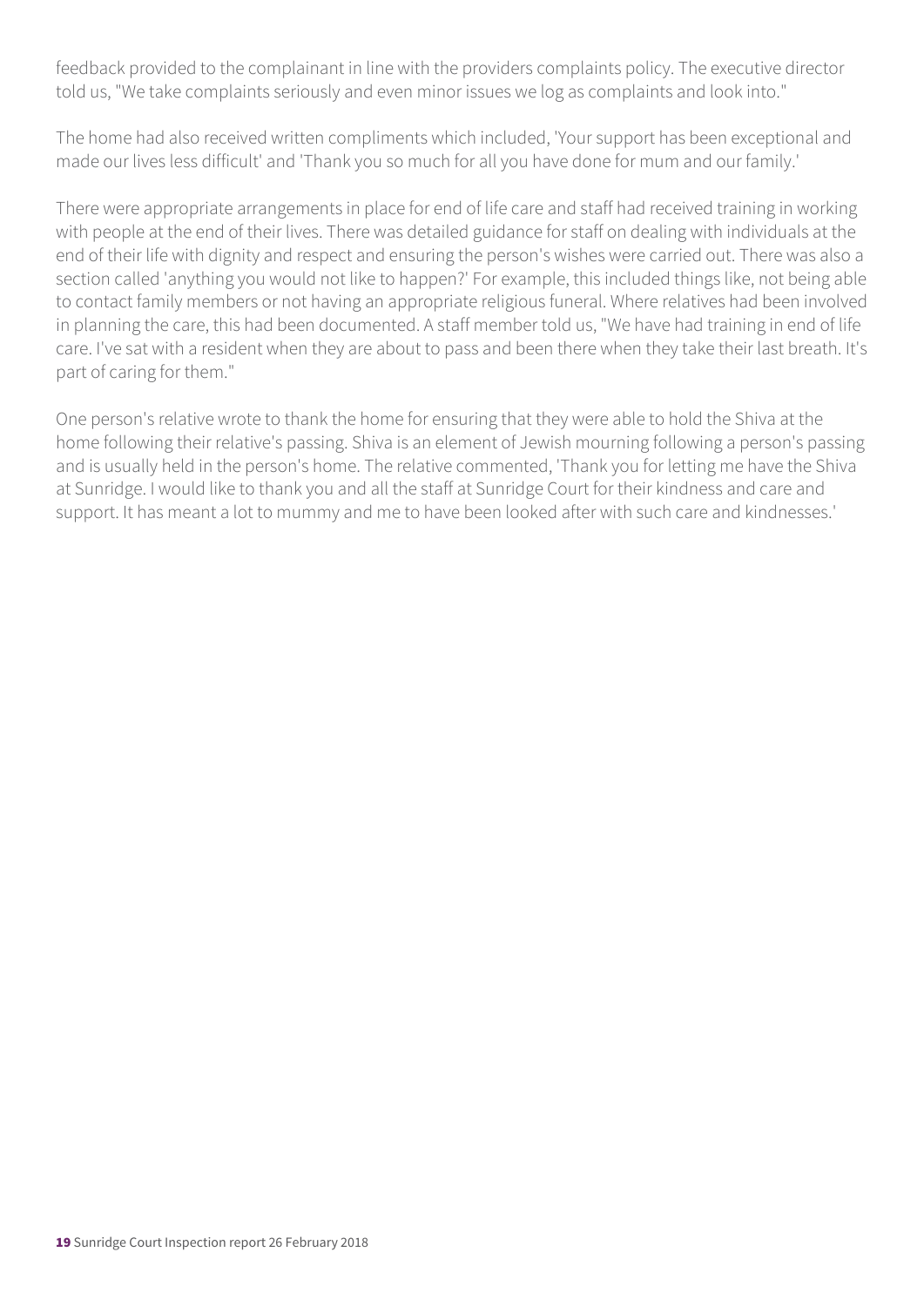feedback provided to the complainant in line with the providers complaints policy. The executive director told us, "We take complaints seriously and even minor issues we log as complaints and look into."

The home had also received written compliments which included, 'Your support has been exceptional and made our lives less difficult' and 'Thank you so much for all you have done for mum and our family.'

There were appropriate arrangements in place for end of life care and staff had received training in working with people at the end of their lives. There was detailed guidance for staff on dealing with individuals at the end of their life with dignity and respect and ensuring the person's wishes were carried out. There was also a section called 'anything you would not like to happen?' For example, this included things like, not being able to contact family members or not having an appropriate religious funeral. Where relatives had been involved in planning the care, this had been documented. A staff member told us, "We have had training in end of life care. I've sat with a resident when they are about to pass and been there when they take their last breath. It's part of caring for them."

One person's relative wrote to thank the home for ensuring that they were able to hold the Shiva at the home following their relative's passing. Shiva is an element of Jewish mourning following a person's passing and is usually held in the person's home. The relative commented, 'Thank you for letting me have the Shiva at Sunridge. I would like to thank you and all the staff at Sunridge Court for their kindness and care and support. It has meant a lot to mummy and me to have been looked after with such care and kindnesses.'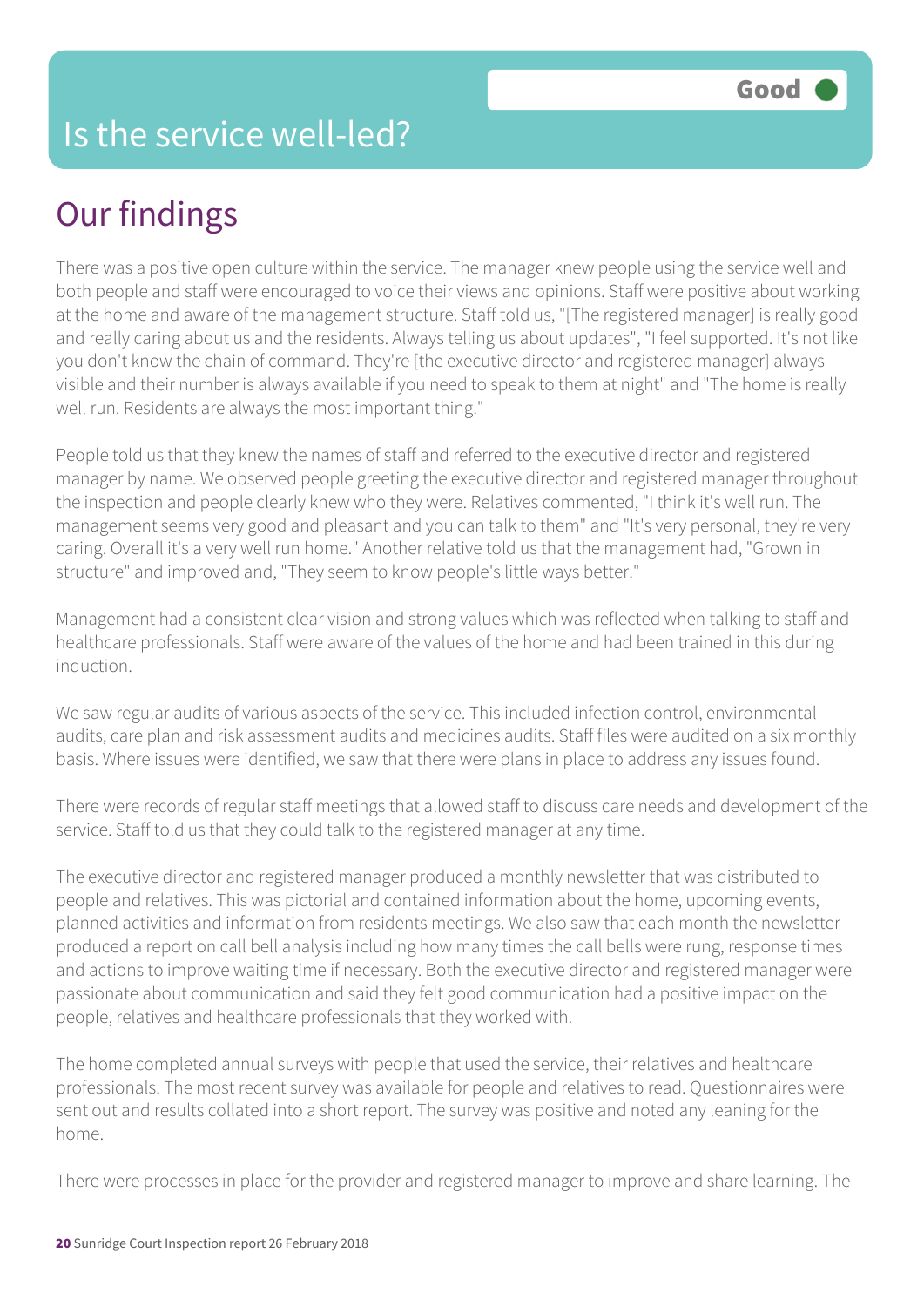# Is the service well-led?

Good

## Our findings

There was a positive open culture within the service. The manager knew people using the service well and both people and staff were encouraged to voice their views and opinions. Staff were positive about working at the home and aware of the management structure. Staff told us, "[The registered manager] is really good and really caring about us and the residents. Always telling us about updates", "I feel supported. It's not like you don't know the chain of command. They're [the executive director and registered manager] always visible and their number is always available if you need to speak to them at night" and "The home is really well run. Residents are always the most important thing."

People told us that they knew the names of staff and referred to the executive director and registered manager by name. We observed people greeting the executive director and registered manager throughout the inspection and people clearly knew who they were. Relatives commented, "I think it's well run. The management seems very good and pleasant and you can talk to them" and "It's very personal, they're very caring. Overall it's a very well run home." Another relative told us that the management had, "Grown in structure" and improved and, "They seem to know people's little ways better."

Management had a consistent clear vision and strong values which was reflected when talking to staff and healthcare professionals. Staff were aware of the values of the home and had been trained in this during induction.

We saw regular audits of various aspects of the service. This included infection control, environmental audits, care plan and risk assessment audits and medicines audits. Staff files were audited on a six monthly basis. Where issues were identified, we saw that there were plans in place to address any issues found.

There were records of regular staff meetings that allowed staff to discuss care needs and development of the service. Staff told us that they could talk to the registered manager at any time.

The executive director and registered manager produced a monthly newsletter that was distributed to people and relatives. This was pictorial and contained information about the home, upcoming events, planned activities and information from residents meetings. We also saw that each month the newsletter produced a report on call bell analysis including how many times the call bells were rung, response times and actions to improve waiting time if necessary. Both the executive director and registered manager were passionate about communication and said they felt good communication had a positive impact on the people, relatives and healthcare professionals that they worked with.

The home completed annual surveys with people that used the service, their relatives and healthcare professionals. The most recent survey was available for people and relatives to read. Questionnaires were sent out and results collated into a short report. The survey was positive and noted any leaning for the home.

There were processes in place for the provider and registered manager to improve and share learning. The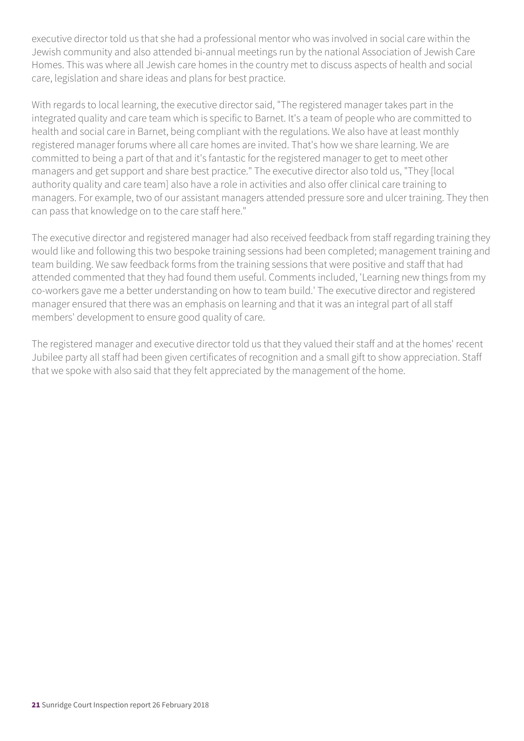executive director told us that she had a professional mentor who was involved in social care within the Jewish community and also attended bi-annual meetings run by the national Association of Jewish Care Homes. This was where all Jewish care homes in the country met to discuss aspects of health and social care, legislation and share ideas and plans for best practice.

With regards to local learning, the executive director said, "The registered manager takes part in the integrated quality and care team which is specific to Barnet. It's a team of people who are committed to health and social care in Barnet, being compliant with the regulations. We also have at least monthly registered manager forums where all care homes are invited. That's how we share learning. We are committed to being a part of that and it's fantastic for the registered manager to get to meet other managers and get support and share best practice." The executive director also told us, "They [local authority quality and care team] also have a role in activities and also offer clinical care training to managers. For example, two of our assistant managers attended pressure sore and ulcer training. They then can pass that knowledge on to the care staff here."

The executive director and registered manager had also received feedback from staff regarding training they would like and following this two bespoke training sessions had been completed; management training and team building. We saw feedback forms from the training sessions that were positive and staff that had attended commented that they had found them useful. Comments included, 'Learning new things from my co-workers gave me a better understanding on how to team build.' The executive director and registered manager ensured that there was an emphasis on learning and that it was an integral part of all staff members' development to ensure good quality of care.

The registered manager and executive director told us that they valued their staff and at the homes' recent Jubilee party all staff had been given certificates of recognition and a small gift to show appreciation. Staff that we spoke with also said that they felt appreciated by the management of the home.